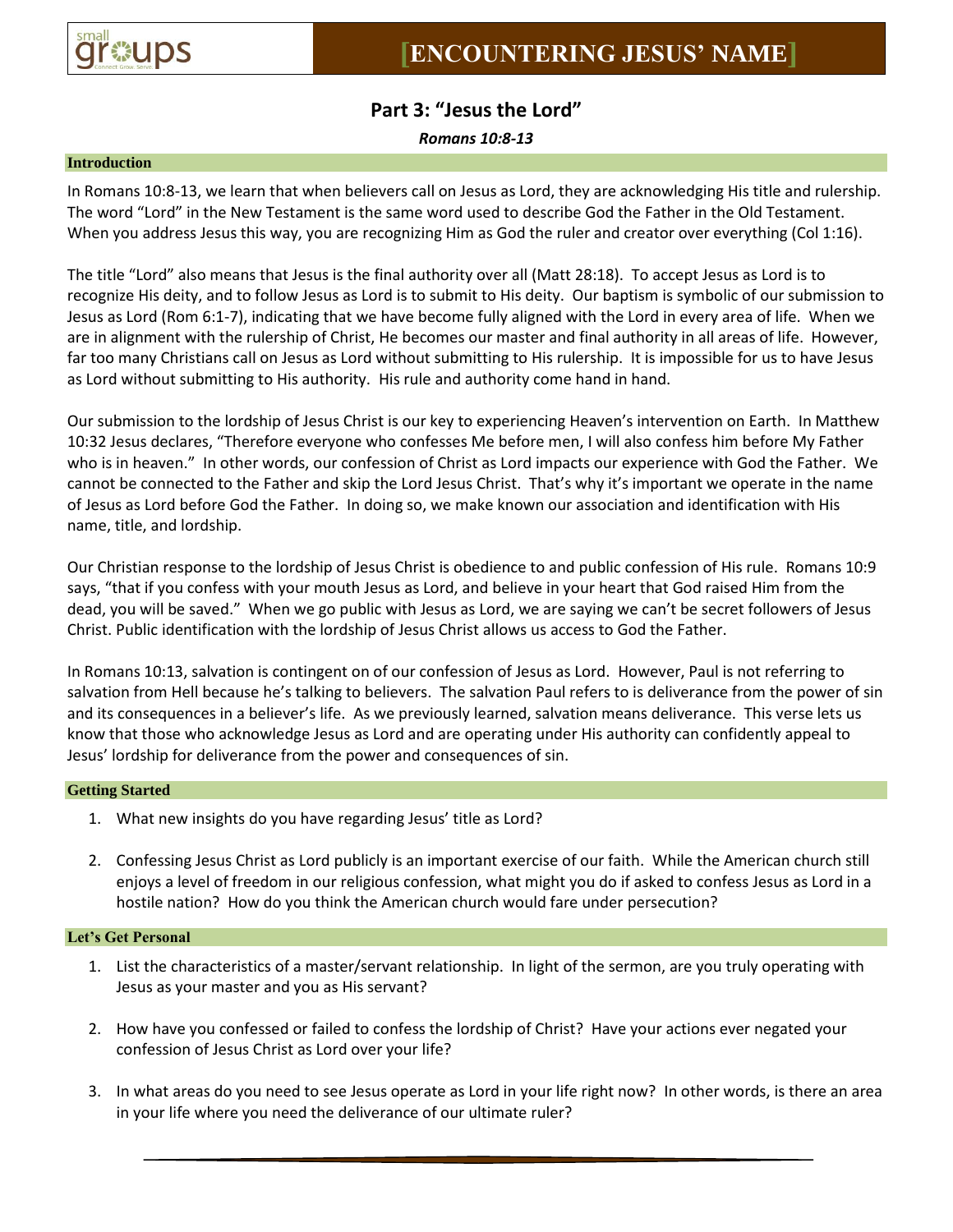# [ENCOUNTERING JESUS' NAME]

## Part 3: "Jesus the Lord"

***Romans 10:8-13***

### Introduction

In Romans 10:8-13, we learn that when believers call on Jesus as Lord, they are acknowledging His title and rulership. The word "Lord" in the New Testament is the same word used to describe God the Father in the Old Testament. When you address Jesus this way, you are recognizing Him as God the ruler and creator over everything (Col 1:16).

The title "Lord" also means that Jesus is the final authority over all (Matt 28:18). To accept Jesus as Lord is to recognize His deity, and to follow Jesus as Lord is to submit to His deity. Our baptism is symbolic of our submission to Jesus as Lord (Rom 6:1-7), indicating that we have become fully aligned with the Lord in every area of life. When we are in alignment with the rulership of Christ, He becomes our master and final authority in all areas of life. However, far too many Christians call on Jesus as Lord without submitting to His rulership. It is impossible for us to have Jesus as Lord without submitting to His authority. His rule and authority come hand in hand.

Our submission to the lordship of Jesus Christ is our key to experiencing Heaven's intervention on Earth. In Matthew 10:32 Jesus declares, "Therefore everyone who confesses Me before men, I will also confess him before My Father who is in heaven." In other words, our confession of Christ as Lord impacts our experience with God the Father. We cannot be connected to the Father and skip the Lord Jesus Christ. That's why it's important we operate in the name of Jesus as Lord before God the Father. In doing so, we make known our association and identification with His name, title, and lordship.

Our Christian response to the lordship of Jesus Christ is obedience to and public confession of His rule. Romans 10:9 says, "that if you confess with your mouth Jesus as Lord, and believe in your heart that God raised Him from the dead, you will be saved." When we go public with Jesus as Lord, we are saying we can't be secret followers of Jesus Christ. Public identification with the lordship of Jesus Christ allows us access to God the Father.

In Romans 10:13, salvation is contingent on of our confession of Jesus as Lord. However, Paul is not referring to salvation from Hell because he's talking to believers. The salvation Paul refers to is deliverance from the power of sin and its consequences in a believer's life. As we previously learned, salvation means deliverance. This verse lets us know that those who acknowledge Jesus as Lord and are operating under His authority can confidently appeal to Jesus' lordship for deliverance from the power and consequences of sin.

### Getting Started

1. What new insights do you have regarding Jesus' title as Lord?

2. Confessing Jesus Christ as Lord publicly is an important exercise of our faith. While the American church still enjoys a level of freedom in our religious confession, what might you do if asked to confess Jesus as Lord in a hostile nation? How do you think the American church would fare under persecution?

### Let's Get Personal

1. List the characteristics of a master/servant relationship. In light of the sermon, are you truly operating with Jesus as your master and you as His servant?

2. How have you confessed or failed to confess the lordship of Christ? Have your actions ever negated your confession of Jesus Christ as Lord over your life?

3. In what areas do you need to see Jesus operate as Lord in your life right now? In other words, is there an area in your life where you need the deliverance of our ultimate ruler?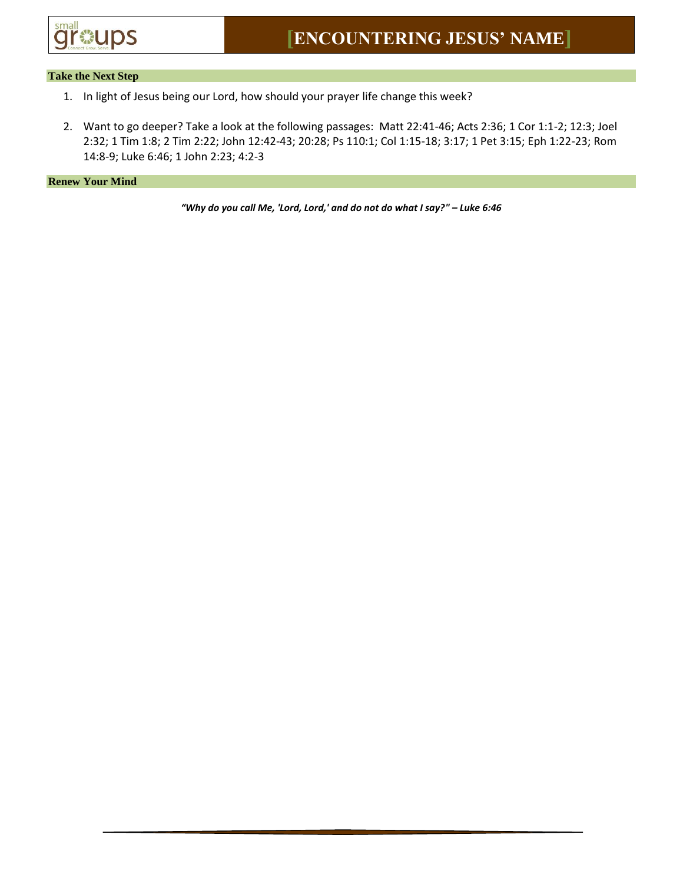## Take the Next Step

1. In light of Jesus being our Lord, how should your prayer life change this week?

2. Want to go deeper? Take a look at the following passages: Matt 22:41-46; Acts 2:36; 1 Cor 1:1-2; 12:3; Joel 2:32; 1 Tim 1:8; 2 Tim 2:22; John 12:42-43; 20:28; Ps 110:1; Col 1:15-18; 3:17; 1 Pet 3:15; Eph 1:22-23; Rom 14:8-9; Luke 6:46; 1 John 2:23; 4:2-3

## Renew Your Mind

***"Why do you call Me, 'Lord, Lord,' and do not do what I say?" – Luke 6:46***